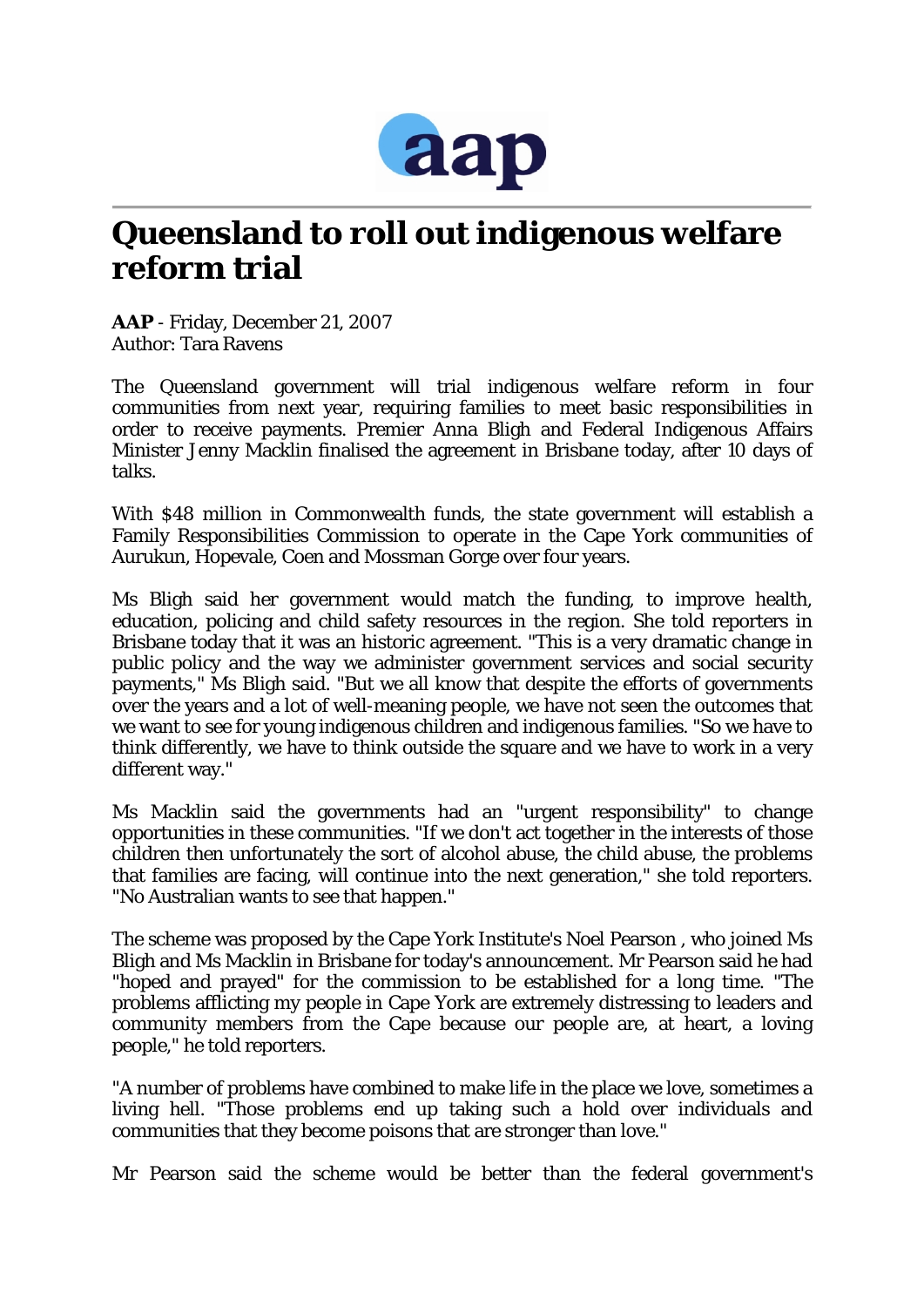# Queensland to roll out indigenous welfare reform trial

**AAP** - Friday, December 21, 2007
Author: Tara Ravens

The Queensland government will trial indigenous welfare reform in four communities from next year, requiring families to meet basic responsibilities in order to receive payments. Premier Anna Bligh and Federal Indigenous Affairs Minister Jenny Macklin finalised the agreement in Brisbane today, after 10 days of talks.

With $48 million in Commonwealth funds, the state government will establish a Family Responsibilities Commission to operate in the Cape York communities of Aurukun, Hopevale, Coen and Mossman Gorge over four years.

Ms Bligh said her government would match the funding, to improve health, education, policing and child safety resources in the region. She told reporters in Brisbane today that it was an historic agreement. "This is a very dramatic change in public policy and the way we administer government services and social security payments," Ms Bligh said. "But we all know that despite the efforts of governments over the years and a lot of well-meaning people, we have not seen the outcomes that we want to see for young indigenous children and indigenous families. "So we have to think differently, we have to think outside the square and we have to work in a very different way."

Ms Macklin said the governments had an "urgent responsibility" to change opportunities in these communities. "If we don't act together in the interests of those children then unfortunately the sort of alcohol abuse, the child abuse, the problems that families are facing, will continue into the next generation," she told reporters. "No Australian wants to see that happen."

The scheme was proposed by the Cape York Institute's Noel Pearson , who joined Ms Bligh and Ms Macklin in Brisbane for today's announcement. Mr Pearson said he had "hoped and prayed" for the commission to be established for a long time. "The problems afflicting my people in Cape York are extremely distressing to leaders and community members from the Cape because our people are, at heart, a loving people," he told reporters.

"A number of problems have combined to make life in the place we love, sometimes a living hell. "Those problems end up taking such a hold over individuals and communities that they become poisons that are stronger than love."

Mr Pearson said the scheme would be better than the federal government's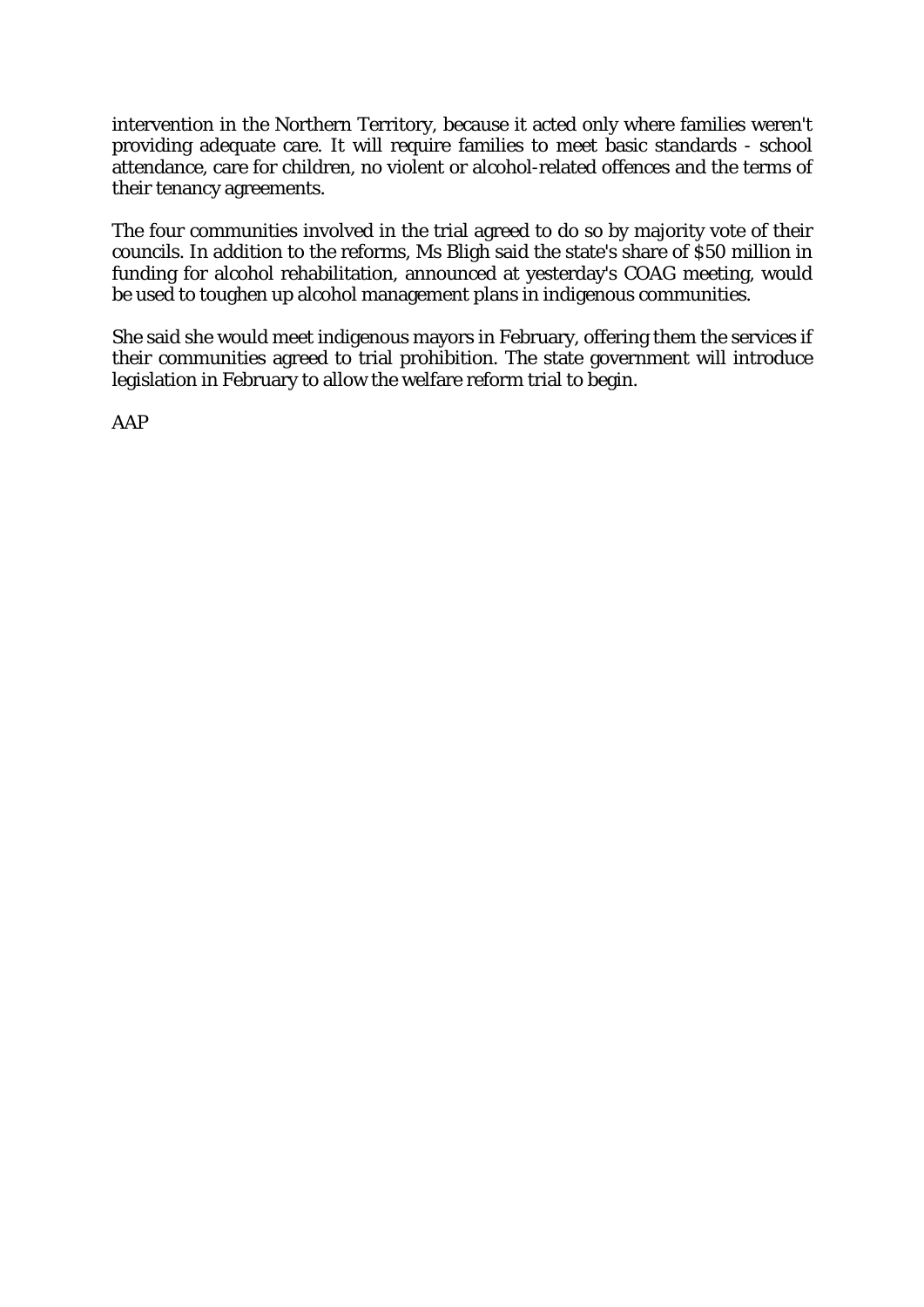intervention in the Northern Territory, because it acted only where families weren't providing adequate care. It will require families to meet basic standards - school attendance, care for children, no violent or alcohol-related offences and the terms of their tenancy agreements.

The four communities involved in the trial agreed to do so by majority vote of their councils. In addition to the reforms, Ms Bligh said the state's share of $50 million in funding for alcohol rehabilitation, announced at yesterday's COAG meeting, would be used to toughen up alcohol management plans in indigenous communities.

She said she would meet indigenous mayors in February, offering them the services if their communities agreed to trial prohibition. The state government will introduce legislation in February to allow the welfare reform trial to begin.

AAP